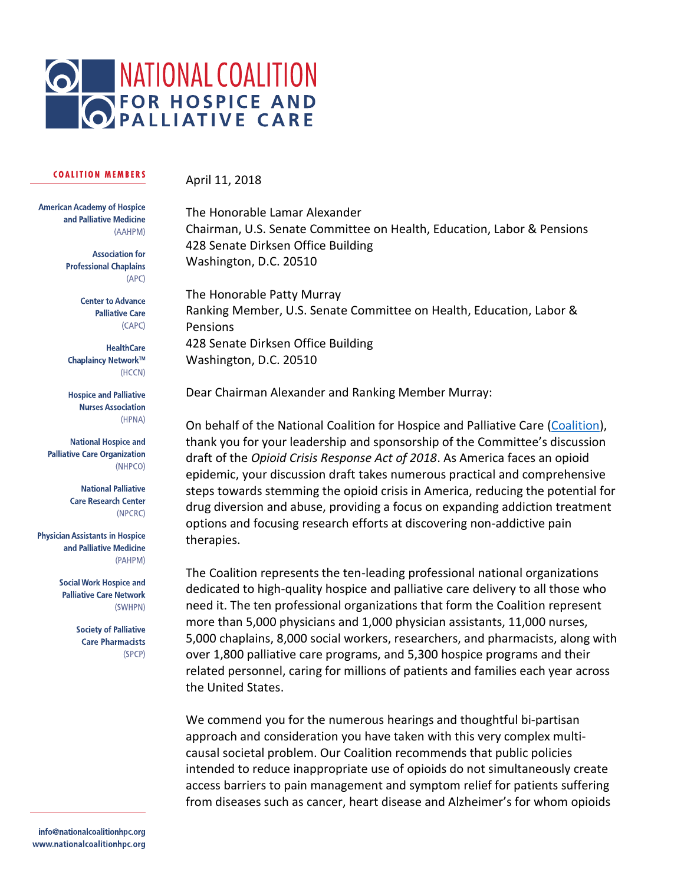# NATIONAL COALITION FOR HOSPICE AND PALLIATIVE CARE

**COALITION MEMBERS**

American Academy of Hospice and Palliative Medicine (AAHPM)

Association for Professional Chaplains (APC)

Center to Advance Palliative Care (CAPC)

HealthCare Chaplaincy Network™ (HCCN)

Hospice and Palliative Nurses Association (HPNA)

National Hospice and Palliative Care Organization (NHPCO)

National Palliative Care Research Center (NPCRC)

Physician Assistants in Hospice and Palliative Medicine (PAHPM)

Social Work Hospice and Palliative Care Network (SWHPN)

Society of Palliative Care Pharmacists (SPCP)

info@nationalcoalitionhpc.org
www.nationalcoalitionhpc.org

April 11, 2018

The Honorable Lamar Alexander
Chairman, U.S. Senate Committee on Health, Education, Labor & Pensions
428 Senate Dirksen Office Building
Washington, D.C. 20510

The Honorable Patty Murray
Ranking Member, U.S. Senate Committee on Health, Education, Labor & Pensions
428 Senate Dirksen Office Building
Washington, D.C. 20510

Dear Chairman Alexander and Ranking Member Murray:

On behalf of the National Coalition for Hospice and Palliative Care (Coalition), thank you for your leadership and sponsorship of the Committee's discussion draft of the *Opioid Crisis Response Act of 2018*. As America faces an opioid epidemic, your discussion draft takes numerous practical and comprehensive steps towards stemming the opioid crisis in America, reducing the potential for drug diversion and abuse, providing a focus on expanding addiction treatment options and focusing research efforts at discovering non-addictive pain therapies.

The Coalition represents the ten-leading professional national organizations dedicated to high-quality hospice and palliative care delivery to all those who need it. The ten professional organizations that form the Coalition represent more than 5,000 physicians and 1,000 physician assistants, 11,000 nurses, 5,000 chaplains, 8,000 social workers, researchers, and pharmacists, along with over 1,800 palliative care programs, and 5,300 hospice programs and their related personnel, caring for millions of patients and families each year across the United States.

We commend you for the numerous hearings and thoughtful bi-partisan approach and consideration you have taken with this very complex multi-causal societal problem. Our Coalition recommends that public policies intended to reduce inappropriate use of opioids do not simultaneously create access barriers to pain management and symptom relief for patients suffering from diseases such as cancer, heart disease and Alzheimer's for whom opioids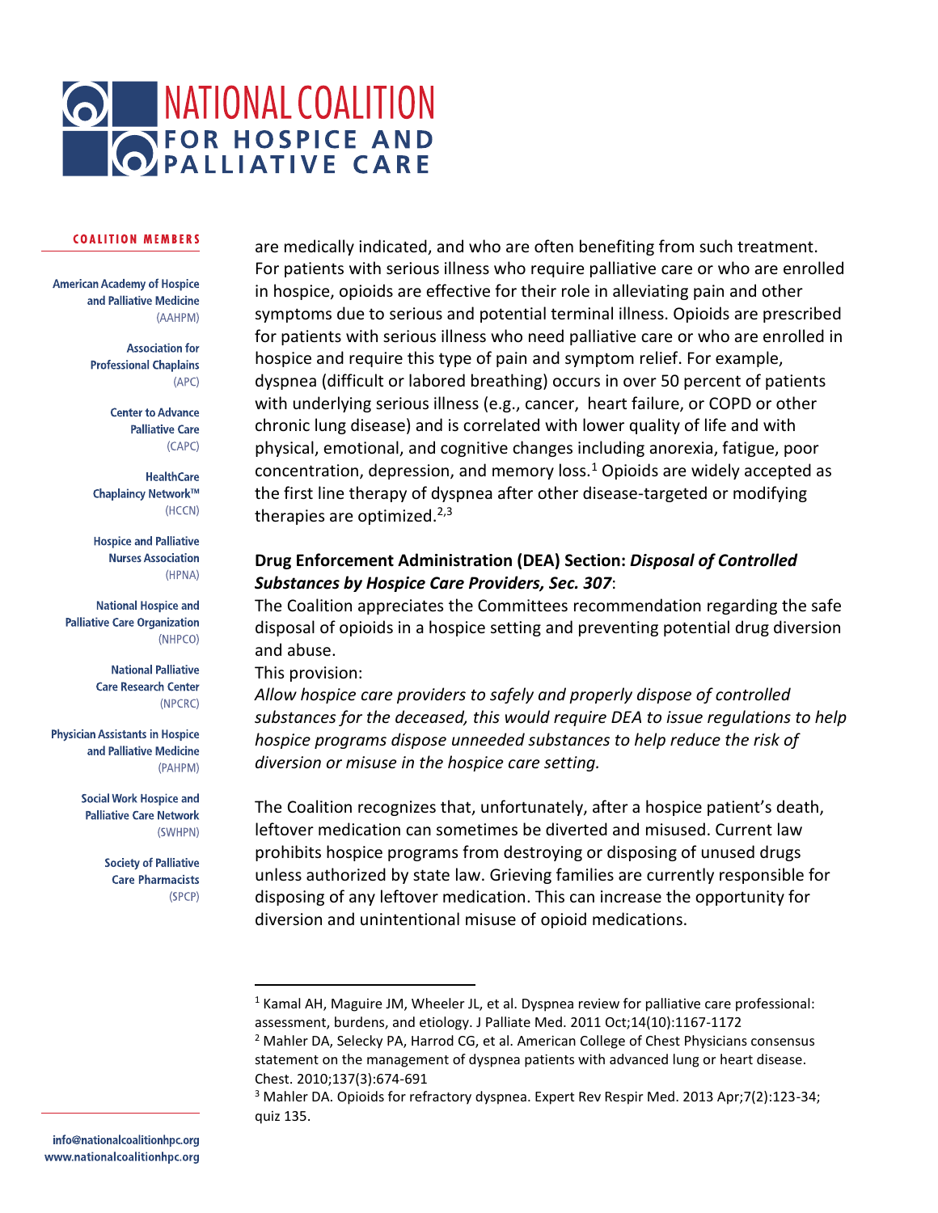are medically indicated, and who are often benefiting from such treatment. For patients with serious illness who require palliative care or who are enrolled in hospice, opioids are effective for their role in alleviating pain and other symptoms due to serious and potential terminal illness. Opioids are prescribed for patients with serious illness who need palliative care or who are enrolled in hospice and require this type of pain and symptom relief. For example, dyspnea (difficult or labored breathing) occurs in over 50 percent of patients with underlying serious illness (e.g., cancer, heart failure, or COPD or other chronic lung disease) and is correlated with lower quality of life and with physical, emotional, and cognitive changes including anorexia, fatigue, poor concentration, depression, and memory loss.[1] Opioids are widely accepted as the first line therapy of dyspnea after other disease-targeted or modifying therapies are optimized.[2,3]

**Drug Enforcement Administration (DEA) Section: *Disposal of Controlled Substances by Hospice Care Providers, Sec. 307*:**

The Coalition appreciates the Committees recommendation regarding the safe disposal of opioids in a hospice setting and preventing potential drug diversion and abuse.

This provision:

*Allow hospice care providers to safely and properly dispose of controlled substances for the deceased, this would require DEA to issue regulations to help hospice programs dispose unneeded substances to help reduce the risk of diversion or misuse in the hospice care setting.*

The Coalition recognizes that, unfortunately, after a hospice patient's death, leftover medication can sometimes be diverted and misused. Current law prohibits hospice programs from destroying or disposing of unused drugs unless authorized by state law. Grieving families are currently responsible for disposing of any leftover medication. This can increase the opportunity for diversion and unintentional misuse of opioid medications.

---

[1] Kamal AH, Maguire JM, Wheeler JL, et al. Dyspnea review for palliative care professional: assessment, burdens, and etiology. J Palliate Med. 2011 Oct;14(10):1167-1172

[2] Mahler DA, Selecky PA, Harrod CG, et al. American College of Chest Physicians consensus statement on the management of dyspnea patients with advanced lung or heart disease. Chest. 2010;137(3):674-691

[3] Mahler DA. Opioids for refractory dyspnea. Expert Rev Respir Med. 2013 Apr;7(2):123-34; quiz 135.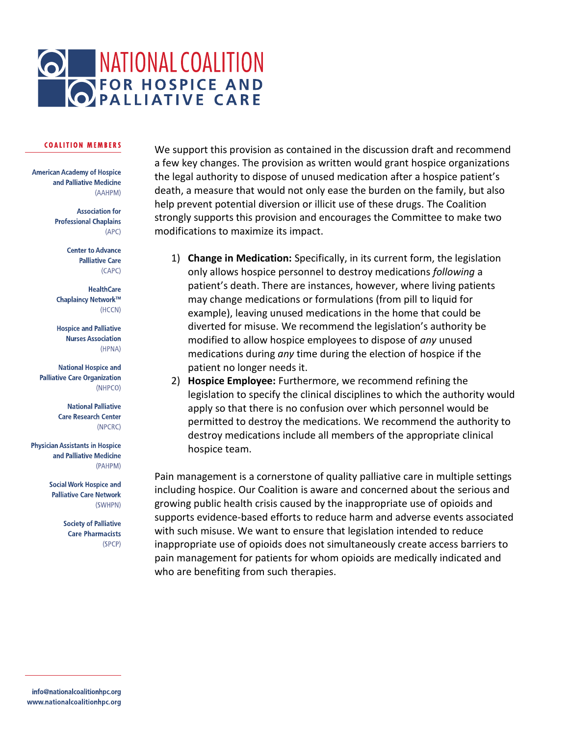# NATIONAL COALITION FOR HOSPICE AND PALLIATIVE CARE

**COALITION MEMBERS**

American Academy of Hospice and Palliative Medicine (AAHPM)

Association for Professional Chaplains (APC)

Center to Advance Palliative Care (CAPC)

HealthCare Chaplaincy Network™ (HCCN)

Hospice and Palliative Nurses Association (HPNA)

National Hospice and Palliative Care Organization (NHPCO)

National Palliative Care Research Center (NPCRC)

Physician Assistants in Hospice and Palliative Medicine (PAHPM)

Social Work Hospice and Palliative Care Network (SWHPN)

Society of Palliative Care Pharmacists (SPCP)

info@nationalcoalitionhpc.org
www.nationalcoalitionhpc.org

We support this provision as contained in the discussion draft and recommend a few key changes. The provision as written would grant hospice organizations the legal authority to dispose of unused medication after a hospice patient's death, a measure that would not only ease the burden on the family, but also help prevent potential diversion or illicit use of these drugs. The Coalition strongly supports this provision and encourages the Committee to make two modifications to maximize its impact.

1) **Change in Medication:** Specifically, in its current form, the legislation only allows hospice personnel to destroy medications *following* a patient's death. There are instances, however, where living patients may change medications or formulations (from pill to liquid for example), leaving unused medications in the home that could be diverted for misuse. We recommend the legislation's authority be modified to allow hospice employees to dispose of *any* unused medications during *any* time during the election of hospice if the patient no longer needs it.
2) **Hospice Employee:** Furthermore, we recommend refining the legislation to specify the clinical disciplines to which the authority would apply so that there is no confusion over which personnel would be permitted to destroy the medications. We recommend the authority to destroy medications include all members of the appropriate clinical hospice team.

Pain management is a cornerstone of quality palliative care in multiple settings including hospice. Our Coalition is aware and concerned about the serious and growing public health crisis caused by the inappropriate use of opioids and supports evidence-based efforts to reduce harm and adverse events associated with such misuse. We want to ensure that legislation intended to reduce inappropriate use of opioids does not simultaneously create access barriers to pain management for patients for whom opioids are medically indicated and who are benefiting from such therapies.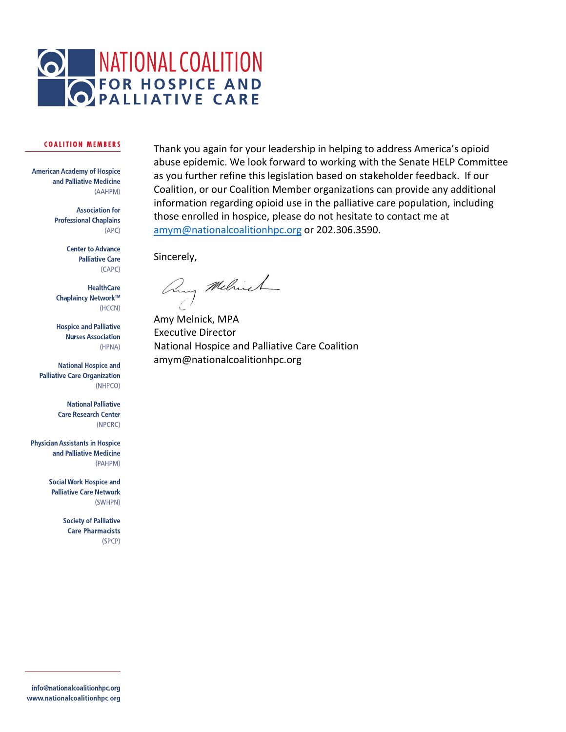# NATIONAL COALITION FOR HOSPICE AND PALLIATIVE CARE

**COALITION MEMBERS**

American Academy of Hospice and Palliative Medicine (AAHPM)

Association for Professional Chaplains (APC)

Center to Advance Palliative Care (CAPC)

HealthCare Chaplaincy Network™ (HCCN)

Hospice and Palliative Nurses Association (HPNA)

National Hospice and Palliative Care Organization (NHPCO)

National Palliative Care Research Center (NPCRC)

Physician Assistants in Hospice and Palliative Medicine (PAHPM)

Social Work Hospice and Palliative Care Network (SWHPN)

Society of Palliative Care Pharmacists (SPCP)

info@nationalcoalitionhpc.org
www.nationalcoalitionhpc.org

Thank you again for your leadership in helping to address America's opioid abuse epidemic. We look forward to working with the Senate HELP Committee as you further refine this legislation based on stakeholder feedback. If our Coalition, or our Coalition Member organizations can provide any additional information regarding opioid use in the palliative care population, including those enrolled in hospice, please do not hesitate to contact me at amym@nationalcoalitionhpc.org or 202.306.3590.

Sincerely,

Amy Melnick, MPA
Executive Director
National Hospice and Palliative Care Coalition
amym@nationalcoalitionhpc.org